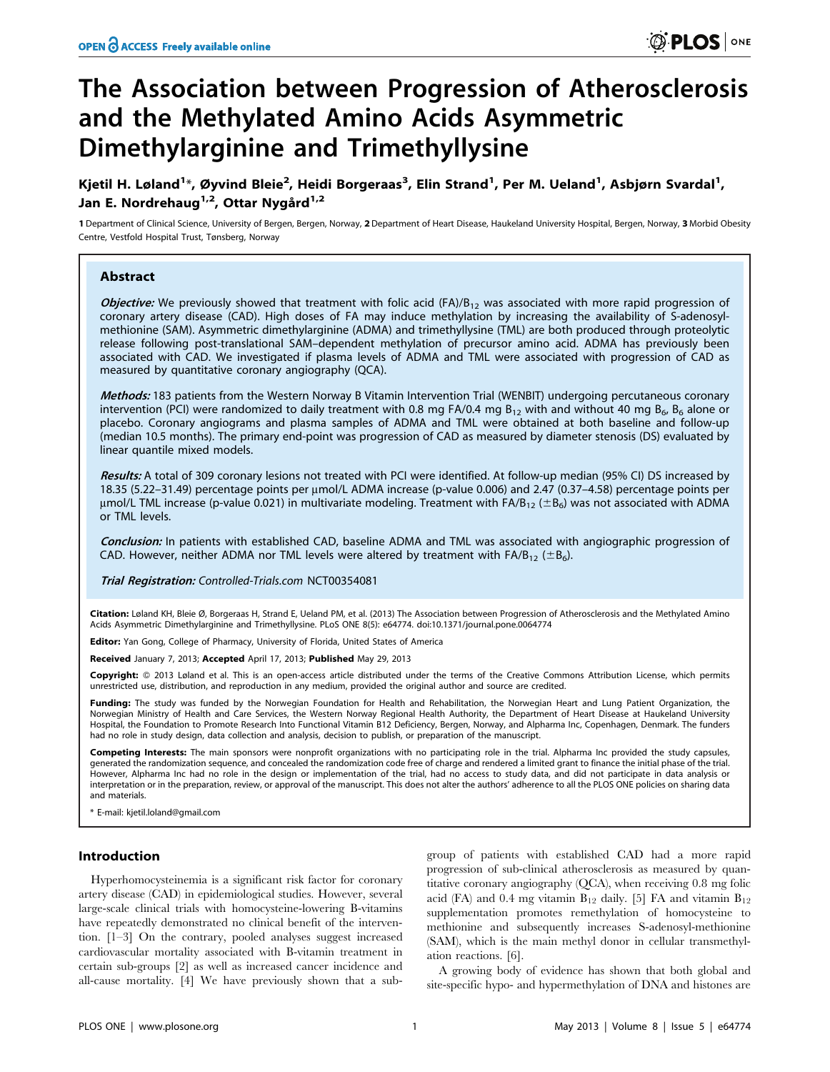# The Association between Progression of Atherosclerosis and the Methylated Amino Acids Asymmetric Dimethylarginine and Trimethyllysine

Kjetil H. Løland[1]*, Øyvind Bleie[2], Heidi Borgeraas[3], Elin Strand[1], Per M. Ueland[1], Asbjørn Svardal[1], Jan E. Nordrehaug[1,2], Ottar Nygård[1,2]

1 Department of Clinical Science, University of Bergen, Bergen, Norway, 2 Department of Heart Disease, Haukeland University Hospital, Bergen, Norway, 3 Morbid Obesity Centre, Vestfold Hospital Trust, Tønsberg, Norway

## Abstract

***Objective:*** We previously showed that treatment with folic acid (FA)/$B_{12}$ was associated with more rapid progression of coronary artery disease (CAD). High doses of FA may induce methylation by increasing the availability of S-adenosyl-methionine (SAM). Asymmetric dimethylarginine (ADMA) and trimethyllysine (TML) are both produced through proteolytic release following post-translational SAM–dependent methylation of precursor amino acid. ADMA has previously been associated with CAD. We investigated if plasma levels of ADMA and TML were associated with progression of CAD as measured by quantitative coronary angiography (QCA).

***Methods:*** 183 patients from the Western Norway B Vitamin Intervention Trial (WENBIT) undergoing percutaneous coronary intervention (PCI) were randomized to daily treatment with 0.8 mg FA/0.4 mg $B_{12}$ with and without 40 mg $B_6$, $B_6$ alone or placebo. Coronary angiograms and plasma samples of ADMA and TML were obtained at both baseline and follow-up (median 10.5 months). The primary end-point was progression of CAD as measured by diameter stenosis (DS) evaluated by linear quantile mixed models.

***Results:*** A total of 309 coronary lesions not treated with PCI were identified. At follow-up median (95% CI) DS increased by 18.35 (5.22–31.49) percentage points per µmol/L ADMA increase (p-value 0.006) and 2.47 (0.37–4.58) percentage points per µmol/L TML increase (p-value 0.021) in multivariate modeling. Treatment with FA/$B_{12}$ ($\pm B_6$) was not associated with ADMA or TML levels.

***Conclusion:*** In patients with established CAD, baseline ADMA and TML was associated with angiographic progression of CAD. However, neither ADMA nor TML levels were altered by treatment with FA/$B_{12}$ ($\pm B_6$).

***Trial Registration:*** *Controlled-Trials.com* NCT00354081

**Citation:** Løland KH, Bleie Ø, Borgeraas H, Strand E, Ueland PM, et al. (2013) The Association between Progression of Atherosclerosis and the Methylated Amino Acids Asymmetric Dimethylarginine and Trimethyllysine. PLoS ONE 8(5): e64774. doi:10.1371/journal.pone.0064774

**Editor:** Yan Gong, College of Pharmacy, University of Florida, United States of America

**Received** January 7, 2013; **Accepted** April 17, 2013; **Published** May 29, 2013

**Copyright:** © 2013 Løland et al. This is an open-access article distributed under the terms of the Creative Commons Attribution License, which permits unrestricted use, distribution, and reproduction in any medium, provided the original author and source are credited.

**Funding:** The study was funded by the Norwegian Foundation for Health and Rehabilitation, the Norwegian Heart and Lung Patient Organization, the Norwegian Ministry of Health and Care Services, the Western Norway Regional Health Authority, the Department of Heart Disease at Haukeland University Hospital, the Foundation to Promote Research Into Functional Vitamin B12 Deficiency, Bergen, Norway, and Alpharma Inc, Copenhagen, Denmark. The funders had no role in study design, data collection and analysis, decision to publish, or preparation of the manuscript.

**Competing Interests:** The main sponsors were nonprofit organizations with no participating role in the trial. Alpharma Inc provided the study capsules, generated the randomization sequence, and concealed the randomization code free of charge and rendered a limited grant to finance the initial phase of the trial. However, Alpharma Inc had no role in the design or implementation of the trial, had no access to study data, and did not participate in data analysis or interpretation or in the preparation, review, or approval of the manuscript. This does not alter the authors' adherence to all the PLOS ONE policies on sharing data and materials.

\* E-mail: kjetil.loland@gmail.com

## Introduction

Hyperhomocysteinemia is a significant risk factor for coronary artery disease (CAD) in epidemiological studies. However, several large-scale clinical trials with homocysteine-lowering B-vitamins have repeatedly demonstrated no clinical benefit of the intervention. [1–3] On the contrary, pooled analyses suggest increased cardiovascular mortality associated with B-vitamin treatment in certain sub-groups [2] as well as increased cancer incidence and all-cause mortality. [4] We have previously shown that a sub-group of patients with established CAD had a more rapid progression of sub-clinical atherosclerosis as measured by quantitative coronary angiography (QCA), when receiving 0.8 mg folic acid (FA) and 0.4 mg vitamin $B_{12}$ daily. [5] FA and vitamin $B_{12}$ supplementation promotes remethylation of homocysteine to methionine and subsequently increases S-adenosyl-methionine (SAM), which is the main methyl donor in cellular transmethylation reactions. [6].

A growing body of evidence has shown that both global and site-specific hypo- and hypermethylation of DNA and histones are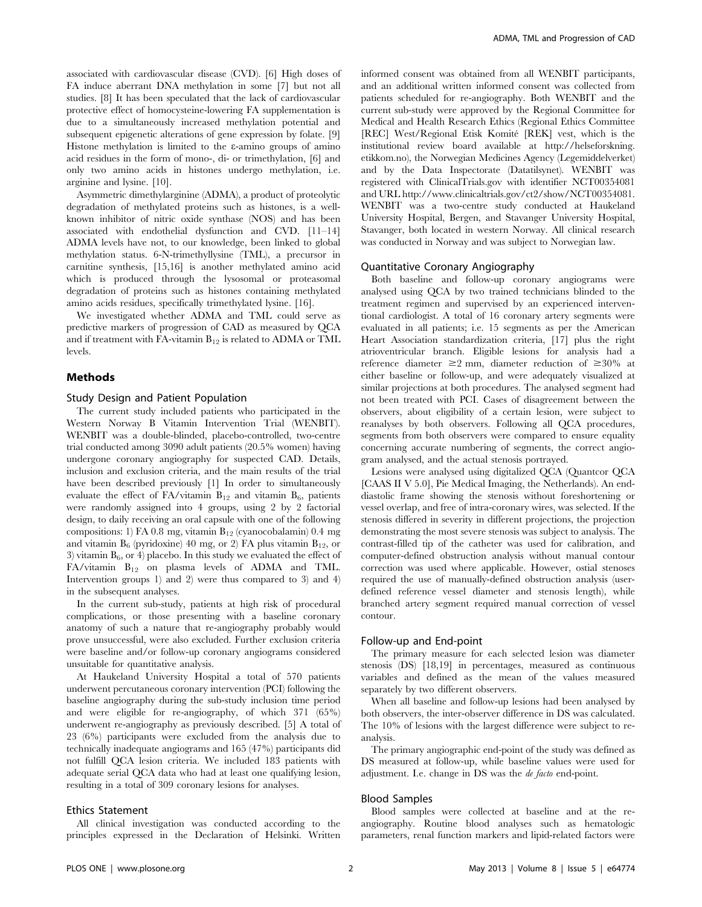associated with cardiovascular disease (CVD). [6] High doses of FA induce aberrant DNA methylation in some [7] but not all studies. [8] It has been speculated that the lack of cardiovascular protective effect of homocysteine-lowering FA supplementation is due to a simultaneously increased methylation potential and subsequent epigenetic alterations of gene expression by folate. [9] Histone methylation is limited to the ε-amino groups of amino acid residues in the form of mono-, di- or trimethylation, [6] and only two amino acids in histones undergo methylation, i.e. arginine and lysine. [10].

Asymmetric dimethylarginine (ADMA), a product of proteolytic degradation of methylated proteins such as histones, is a well-known inhibitor of nitric oxide synthase (NOS) and has been associated with endothelial dysfunction and CVD. [11–14] ADMA levels have not, to our knowledge, been linked to global methylation status. 6-N-trimethyllysine (TML), a precursor in carnitine synthesis, [15,16] is another methylated amino acid which is produced through the lysosomal or proteasomal degradation of proteins such as histones containing methylated amino acids residues, specifically trimethylated lysine. [16].

We investigated whether ADMA and TML could serve as predictive markers of progression of CAD as measured by QCA and if treatment with FA-vitamin $B_{12}$ is related to ADMA or TML levels.

## Methods

### Study Design and Patient Population

The current study included patients who participated in the Western Norway B Vitamin Intervention Trial (WENBIT). WENBIT was a double-blinded, placebo-controlled, two-centre trial conducted among 3090 adult patients (20.5% women) having undergone coronary angiography for suspected CAD. Details, inclusion and exclusion criteria, and the main results of the trial have been described previously [1] In order to simultaneously evaluate the effect of FA/vitamin $B_{12}$ and vitamin $B_6$, patients were randomly assigned into 4 groups, using 2 by 2 factorial design, to daily receiving an oral capsule with one of the following compositions: 1) FA 0.8 mg, vitamin $B_{12}$ (cyanocobalamin) 0.4 mg and vitamin $B_6$ (pyridoxine) 40 mg, or 2) FA plus vitamin $B_{12}$, or 3) vitamin $B_6$, or 4) placebo. In this study we evaluated the effect of FA/vitamin $B_{12}$ on plasma levels of ADMA and TML. Intervention groups 1) and 2) were thus compared to 3) and 4) in the subsequent analyses.

In the current sub-study, patients at high risk of procedural complications, or those presenting with a baseline coronary anatomy of such a nature that re-angiography probably would prove unsuccessful, were also excluded. Further exclusion criteria were baseline and/or follow-up coronary angiograms considered unsuitable for quantitative analysis.

At Haukeland University Hospital a total of 570 patients underwent percutaneous coronary intervention (PCI) following the baseline angiography during the sub-study inclusion time period and were eligible for re-angiography, of which 371 (65%) underwent re-angiography as previously described. [5] A total of 23 (6%) participants were excluded from the analysis due to technically inadequate angiograms and 165 (47%) participants did not fulfill QCA lesion criteria. We included 183 patients with adequate serial QCA data who had at least one qualifying lesion, resulting in a total of 309 coronary lesions for analyses.

### Ethics Statement

All clinical investigation was conducted according to the principles expressed in the Declaration of Helsinki. Written informed consent was obtained from all WENBIT participants, and an additional written informed consent was collected from patients scheduled for re-angiography. Both WENBIT and the current sub-study were approved by the Regional Committee for Medical and Health Research Ethics (Regional Ethics Committee [REC] West/Regional Etisk Komité [REK] vest, which is the institutional review board available at http://helseforskning.etikkom.no), the Norwegian Medicines Agency (Legemiddelverket) and by the Data Inspectorate (Datatilsynet). WENBIT was registered with ClinicalTrials.gov with identifier NCT00354081 and URL http://www.clinicaltrials.gov/ct2/show/NCT00354081. WENBIT was a two-centre study conducted at Haukeland University Hospital, Bergen, and Stavanger University Hospital, Stavanger, both located in western Norway. All clinical research was conducted in Norway and was subject to Norwegian law.

### Quantitative Coronary Angiography

Both baseline and follow-up coronary angiograms were analysed using QCA by two trained technicians blinded to the treatment regimen and supervised by an experienced interventional cardiologist. A total of 16 coronary artery segments were evaluated in all patients; i.e. 15 segments as per the American Heart Association standardization criteria, [17] plus the right atrioventricular branch. Eligible lesions for analysis had a reference diameter ≥2 mm, diameter reduction of ≥30% at either baseline or follow-up, and were adequately visualized at similar projections at both procedures. The analysed segment had not been treated with PCI. Cases of disagreement between the observers, about eligibility of a certain lesion, were subject to reanalyses by both observers. Following all QCA procedures, segments from both observers were compared to ensure equality concerning accurate numbering of segments, the correct angiogram analysed, and the actual stenosis portrayed.

Lesions were analysed using digitalized QCA (Quantcor QCA [CAAS II V 5.0], Pie Medical Imaging, the Netherlands). An end-diastolic frame showing the stenosis without foreshortening or vessel overlap, and free of intra-coronary wires, was selected. If the stenosis differed in severity in different projections, the projection demonstrating the most severe stenosis was subject to analysis. The contrast-filled tip of the catheter was used for calibration, and computer-defined obstruction analysis without manual contour correction was used where applicable. However, ostial stenoses required the use of manually-defined obstruction analysis (user-defined reference vessel diameter and stenosis length), while branched artery segment required manual correction of vessel contour.

### Follow-up and End-point

The primary measure for each selected lesion was diameter stenosis (DS) [18,19] in percentages, measured as continuous variables and defined as the mean of the values measured separately by two different observers.

When all baseline and follow-up lesions had been analysed by both observers, the inter-observer difference in DS was calculated. The 10% of lesions with the largest difference were subject to re-analysis.

The primary angiographic end-point of the study was defined as DS measured at follow-up, while baseline values were used for adjustment. I.e. change in DS was the *de facto* end-point.

### Blood Samples

Blood samples were collected at baseline and at the re-angiography. Routine blood analyses such as hematologic parameters, renal function markers and lipid-related factors were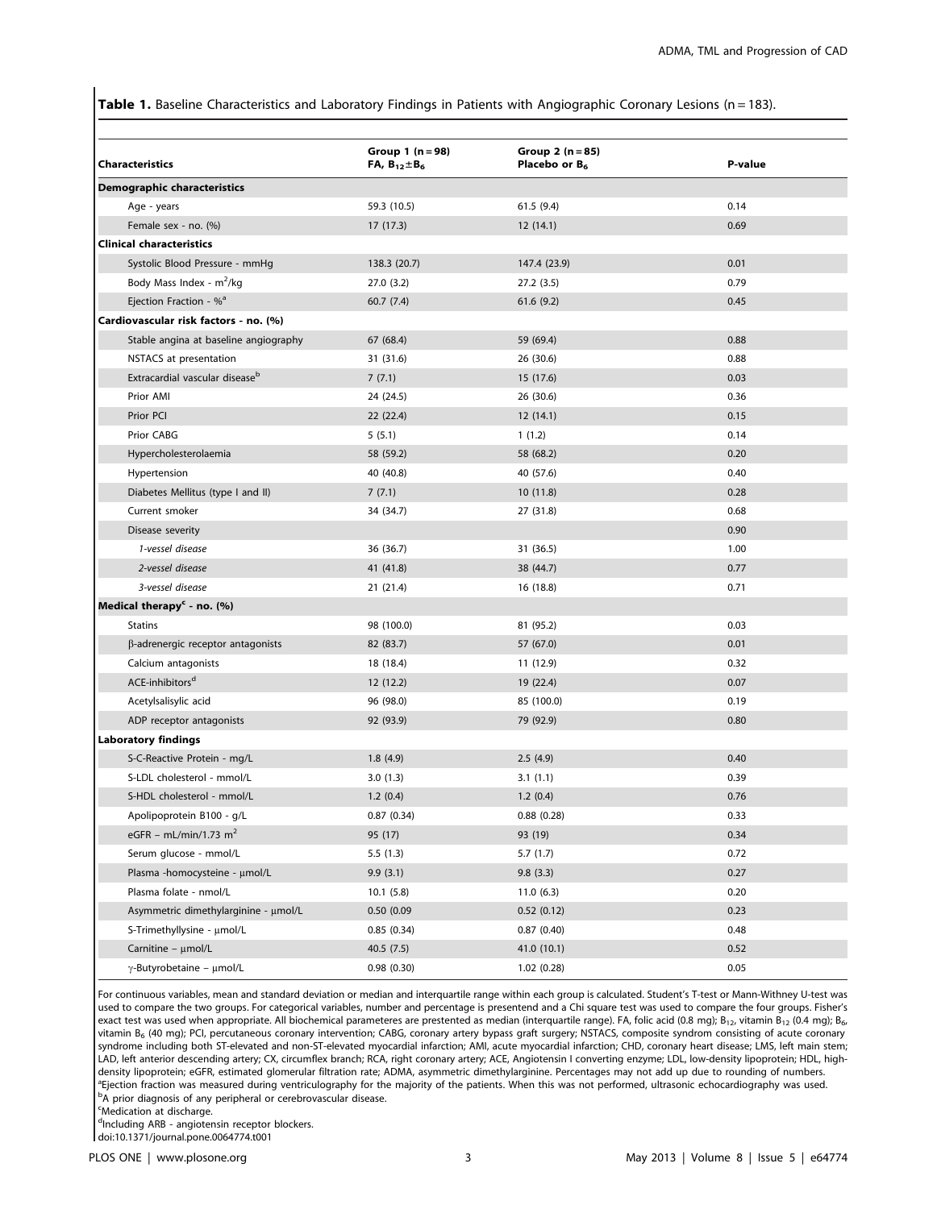**Table 1.** Baseline Characteristics and Laboratory Findings in Patients with Angiographic Coronary Lesions (n = 183).

| Characteristics | Group 1 (n = 98) FA, $B_{12}$±$B_6$ | Group 2 (n = 85) Placebo or $B_6$ | P-value |
|---|---|---|---|
| **Demographic characteristics** | | | |
| Age - years | 59.3 (10.5) | 61.5 (9.4) | 0.14 |
| Female sex - no. (%) | 17 (17.3) | 12 (14.1) | 0.69 |
| **Clinical characteristics** | | | |
| Systolic Blood Pressure - mmHg | 138.3 (20.7) | 147.4 (23.9) | 0.01 |
| Body Mass Index - $m^2$/kg | 27.0 (3.2) | 27.2 (3.5) | 0.79 |
| Ejection Fraction - %[a] | 60.7 (7.4) | 61.6 (9.2) | 0.45 |
| **Cardiovascular risk factors - no. (%)** | | | |
| Stable angina at baseline angiography | 67 (68.4) | 59 (69.4) | 0.88 |
| NSTACS at presentation | 31 (31.6) | 26 (30.6) | 0.88 |
| Extracardial vascular disease[b] | 7 (7.1) | 15 (17.6) | 0.03 |
| Prior AMI | 24 (24.5) | 26 (30.6) | 0.36 |
| Prior PCI | 22 (22.4) | 12 (14.1) | 0.15 |
| Prior CABG | 5 (5.1) | 1 (1.2) | 0.14 |
| Hypercholesterolaemia | 58 (59.2) | 58 (68.2) | 0.20 |
| Hypertension | 40 (40.8) | 40 (57.6) | 0.40 |
| Diabetes Mellitus (type I and II) | 7 (7.1) | 10 (11.8) | 0.28 |
| Current smoker | 34 (34.7) | 27 (31.8) | 0.68 |
| Disease severity | | | 0.90 |
| *1-vessel disease* | 36 (36.7) | 31 (36.5) | 1.00 |
| *2-vessel disease* | 41 (41.8) | 38 (44.7) | 0.77 |
| *3-vessel disease* | 21 (21.4) | 16 (18.8) | 0.71 |
| **Medical therapy[c] - no. (%)** | | | |
| Statins | 98 (100.0) | 81 (95.2) | 0.03 |
| β-adrenergic receptor antagonists | 82 (83.7) | 57 (67.0) | 0.01 |
| Calcium antagonists | 18 (18.4) | 11 (12.9) | 0.32 |
| ACE-inhibitors[d] | 12 (12.2) | 19 (22.4) | 0.07 |
| Acetylsalisylic acid | 96 (98.0) | 85 (100.0) | 0.19 |
| ADP receptor antagonists | 92 (93.9) | 79 (92.9) | 0.80 |
| **Laboratory findings** | | | |
| S-C-Reactive Protein - mg/L | 1.8 (4.9) | 2.5 (4.9) | 0.40 |
| S-LDL cholesterol - mmol/L | 3.0 (1.3) | 3.1 (1.1) | 0.39 |
| S-HDL cholesterol - mmol/L | 1.2 (0.4) | 1.2 (0.4) | 0.76 |
| Apolipoprotein B100 - g/L | 0.87 (0.34) | 0.88 (0.28) | 0.33 |
| eGFR – mL/min/1.73 $m^2$ | 95 (17) | 93 (19) | 0.34 |
| Serum glucose - mmol/L | 5.5 (1.3) | 5.7 (1.7) | 0.72 |
| Plasma -homocysteine - μmol/L | 9.9 (3.1) | 9.8 (3.3) | 0.27 |
| Plasma folate - nmol/L | 10.1 (5.8) | 11.0 (6.3) | 0.20 |
| Asymmetric dimethylarginine - μmol/L | 0.50 (0.09 | 0.52 (0.12) | 0.23 |
| S-Trimethyllysine - μmol/L | 0.85 (0.34) | 0.87 (0.40) | 0.48 |
| Carnitine – μmol/L | 40.5 (7.5) | 41.0 (10.1) | 0.52 |
| γ-Butyrobetaine – μmol/L | 0.98 (0.30) | 1.02 (0.28) | 0.05 |

For continuous variables, mean and standard deviation or median and interquartile range within each group is calculated. Student's T-test or Mann-Withney U-test was used to compare the two groups. For categorical variables, number and percentage is presentend and a Chi square test was used to compare the four groups. Fisher's exact test was used when appropriate. All biochemical parameteres are prestented as median (interquartile range). FA, folic acid (0.8 mg); $B_{12}$, vitamin $B_{12}$ (0.4 mg); $B_6$, vitamin $B_6$ (40 mg); PCI, percutaneous coronary intervention; CABG, coronary artery bypass graft surgery; NSTACS, composite syndrom consisting of acute coronary syndrome including both ST-elevated and non-ST-elevated myocardial infarction; AMI, acute myocardial infarction; CHD, coronary heart disease; LMS, left main stem; LAD, left anterior descending artery; CX, circumflex branch; RCA, right coronary artery; ACE, Angiotensin I converting enzyme; LDL, low-density lipoprotein; HDL, high-density lipoprotein; eGFR, estimated glomerular filtration rate; ADMA, asymmetric dimethylarginine. Percentages may not add up due to rounding of numbers.

[a]Ejection fraction was measured during ventriculography for the majority of the patients. When this was not performed, ultrasonic echocardiography was used.

[b]A prior diagnosis of any peripheral or cerebrovascular disease.

[c]Medication at discharge.

[d]Including ARB - angiotensin receptor blockers.

doi:10.1371/journal.pone.0064774.t001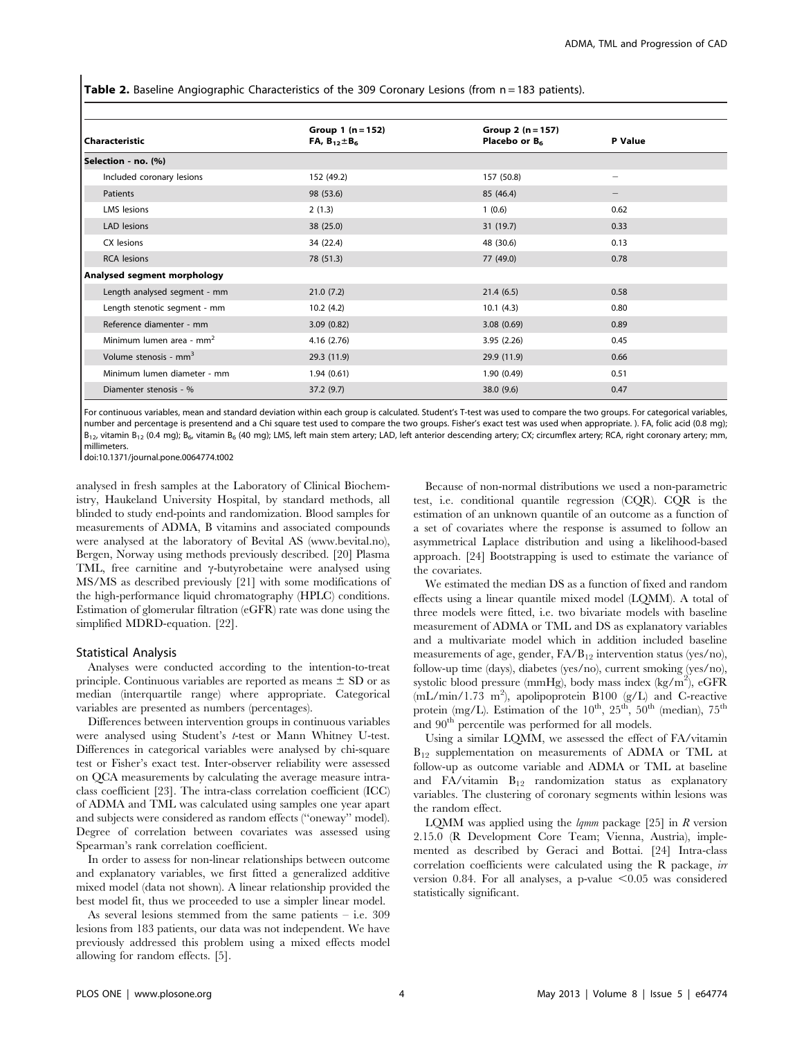**Table 2.** Baseline Angiographic Characteristics of the 309 Coronary Lesions (from n = 183 patients).

| Characteristic | Group 1 (n = 152) FA, $B_{12}$±$B_6$ | Group 2 (n = 157) Placebo or $B_6$ | P Value |
|---|---|---|---|
| **Selection - no. (%)** | | | |
| Included coronary lesions | 152 (49.2) | 157 (50.8) | – |
| Patients | 98 (53.6) | 85 (46.4) | – |
| LMS lesions | 2 (1.3) | 1 (0.6) | 0.62 |
| LAD lesions | 38 (25.0) | 31 (19.7) | 0.33 |
| CX lesions | 34 (22.4) | 48 (30.6) | 0.13 |
| RCA lesions | 78 (51.3) | 77 (49.0) | 0.78 |
| **Analysed segment morphology** | | | |
| Length analysed segment - mm | 21.0 (7.2) | 21.4 (6.5) | 0.58 |
| Length stenotic segment - mm | 10.2 (4.2) | 10.1 (4.3) | 0.80 |
| Reference diamenter - mm | 3.09 (0.82) | 3.08 (0.69) | 0.89 |
| Minimum lumen area - mm$^2$ | 4.16 (2.76) | 3.95 (2.26) | 0.45 |
| Volume stenosis - mm$^3$ | 29.3 (11.9) | 29.9 (11.9) | 0.66 |
| Minimum lumen diameter - mm | 1.94 (0.61) | 1.90 (0.49) | 0.51 |
| Diamenter stenosis - % | 37.2 (9.7) | 38.0 (9.6) | 0.47 |

For continuous variables, mean and standard deviation within each group is calculated. Student's T-test was used to compare the two groups. For categorical variables, number and percentage is presentend and a Chi square test used to compare the two groups. Fisher's exact test was used when appropriate. ). FA, folic acid (0.8 mg); $B_{12}$, vitamin $B_{12}$ (0.4 mg); $B_6$, vitamin $B_6$ (40 mg); LMS, left main stem artery; LAD, left anterior descending artery; CX; circumflex artery; RCA, right coronary artery; mm, millimeters.

doi:10.1371/journal.pone.0064774.t002

analysed in fresh samples at the Laboratory of Clinical Biochemistry, Haukeland University Hospital, by standard methods, all blinded to study end-points and randomization. Blood samples for measurements of ADMA, B vitamins and associated compounds were analysed at the laboratory of Bevital AS (www.bevital.no), Bergen, Norway using methods previously described. [20] Plasma TML, free carnitine and γ-butyrobetaine were analysed using MS/MS as described previously [21] with some modifications of the high-performance liquid chromatography (HPLC) conditions. Estimation of glomerular filtration (eGFR) rate was done using the simplified MDRD-equation. [22].

### Statistical Analysis

Analyses were conducted according to the intention-to-treat principle. Continuous variables are reported as means ± SD or as median (interquartile range) where appropriate. Categorical variables are presented as numbers (percentages).

Differences between intervention groups in continuous variables were analysed using Student's *t*-test or Mann Whitney U-test. Differences in categorical variables were analysed by chi-square test or Fisher's exact test. Inter-observer reliability were assessed on QCA measurements by calculating the average measure intra-class coefficient [23]. The intra-class correlation coefficient (ICC) of ADMA and TML was calculated using samples one year apart and subjects were considered as random effects ("oneway" model). Degree of correlation between covariates was assessed using Spearman's rank correlation coefficient.

In order to assess for non-linear relationships between outcome and explanatory variables, we first fitted a generalized additive mixed model (data not shown). A linear relationship provided the best model fit, thus we proceeded to use a simpler linear model.

As several lesions stemmed from the same patients – i.e. 309 lesions from 183 patients, our data was not independent. We have previously addressed this problem using a mixed effects model allowing for random effects. [5].

Because of non-normal distributions we used a non-parametric test, i.e. conditional quantile regression (CQR). CQR is the estimation of an unknown quantile of an outcome as a function of a set of covariates where the response is assumed to follow an asymmetrical Laplace distribution and using a likelihood-based approach. [24] Bootstrapping is used to estimate the variance of the covariates.

We estimated the median DS as a function of fixed and random effects using a linear quantile mixed model (LQMM). A total of three models were fitted, i.e. two bivariate models with baseline measurement of ADMA or TML and DS as explanatory variables and a multivariate model which in addition included baseline measurements of age, gender, FA/$B_{12}$ intervention status (yes/no), follow-up time (days), diabetes (yes/no), current smoking (yes/no), systolic blood pressure (mmHg), body mass index (kg/m$^2$), eGFR (mL/min/1.73 m$^2$), apolipoprotein B100 (g/L) and C-reactive protein (mg/L). Estimation of the 10$^{th}$, 25$^{th}$, 50$^{th}$ (median), 75$^{th}$ and 90$^{th}$ percentile was performed for all models.

Using a similar LQMM, we assessed the effect of FA/vitamin $B_{12}$ supplementation on measurements of ADMA or TML at follow-up as outcome variable and ADMA or TML at baseline and FA/vitamin $B_{12}$ randomization status as explanatory variables. The clustering of coronary segments within lesions was the random effect.

LQMM was applied using the *lqmm* package [25] in *R* version 2.15.0 (R Development Core Team; Vienna, Austria), implemented as described by Geraci and Bottai. [24] Intra-class correlation coefficients were calculated using the R package, *irr* version 0.84. For all analyses, a p-value $<0.05$ was considered statistically significant.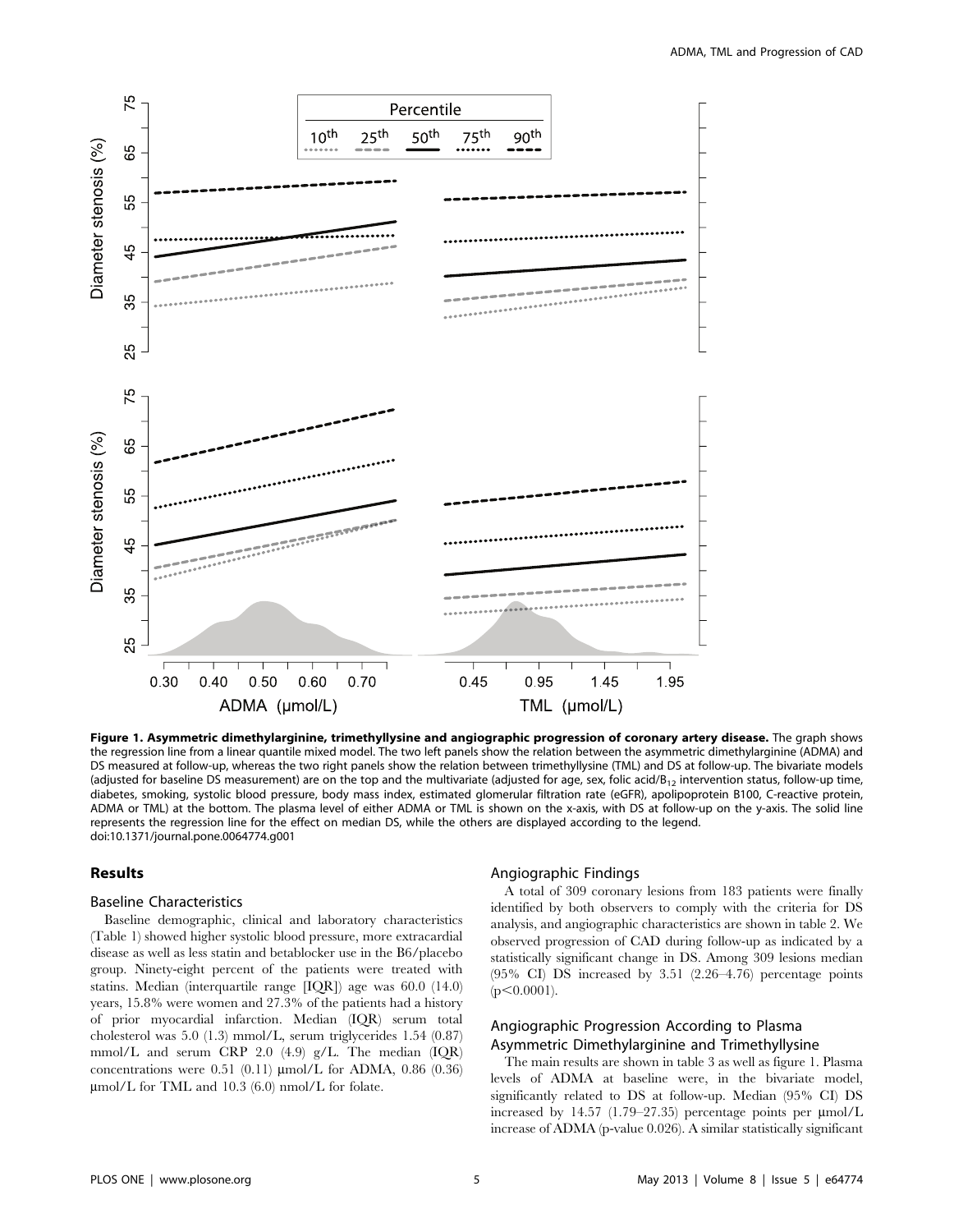**Figure 1. Asymmetric dimethylarginine, trimethyllysine and angiographic progression of coronary artery disease.** The graph shows the regression line from a linear quantile mixed model. The two left panels show the relation between the asymmetric dimethylarginine (ADMA) and DS measured at follow-up, whereas the two right panels show the relation between trimethyllysine (TML) and DS at follow-up. The bivariate models (adjusted for baseline DS measurement) are on the top and the multivariate (adjusted for age, sex, folic acid/$B_{12}$ intervention status, follow-up time, diabetes, smoking, systolic blood pressure, body mass index, estimated glomerular filtration rate (eGFR), apolipoprotein B100, C-reactive protein, ADMA or TML) at the bottom. The plasma level of either ADMA or TML is shown on the x-axis, with DS at follow-up on the y-axis. The solid line represents the regression line for the effect on median DS, while the others are displayed according to the legend.
doi:10.1371/journal.pone.0064774.g001

## Results

### Baseline Characteristics

Baseline demographic, clinical and laboratory characteristics (Table 1) showed higher systolic blood pressure, more extracardial disease as well as less statin and betablocker use in the B6/placebo group. Ninety-eight percent of the patients were treated with statins. Median (interquartile range [IQR]) age was 60.0 (14.0) years, 15.8% were women and 27.3% of the patients had a history of prior myocardial infarction. Median (IQR) serum total cholesterol was 5.0 (1.3) mmol/L, serum triglycerides 1.54 (0.87) mmol/L and serum CRP 2.0 (4.9) g/L. The median (IQR) concentrations were 0.51 (0.11) µmol/L for ADMA, 0.86 (0.36) µmol/L for TML and 10.3 (6.0) nmol/L for folate.

### Angiographic Findings

A total of 309 coronary lesions from 183 patients were finally identified by both observers to comply with the criteria for DS analysis, and angiographic characteristics are shown in table 2. We observed progression of CAD during follow-up as indicated by a statistically significant change in DS. Among 309 lesions median (95% CI) DS increased by 3.51 (2.26–4.76) percentage points ($p<0.0001$).

### Angiographic Progression According to Plasma Asymmetric Dimethylarginine and Trimethyllysine

The main results are shown in table 3 as well as figure 1. Plasma levels of ADMA at baseline were, in the bivariate model, significantly related to DS at follow-up. Median (95% CI) DS increased by 14.57 (1.79–27.35) percentage points per µmol/L increase of ADMA (p-value 0.026). A similar statistically significant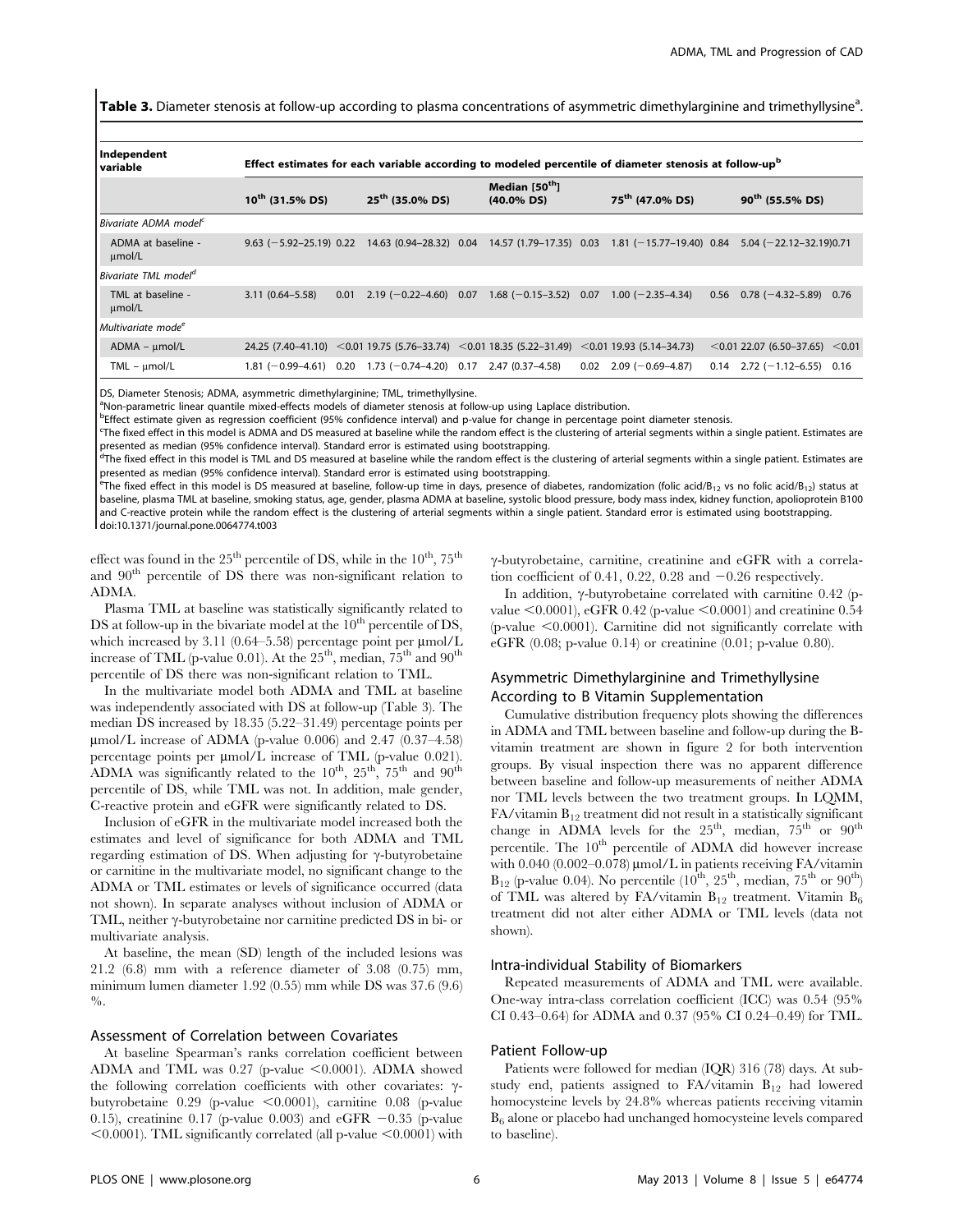**Table 3.** Diameter stenosis at follow-up according to plasma concentrations of asymmetric dimethylarginine and trimethyllysine[a].

| Independent variable | Effect estimates for each variable according to modeled percentile of diameter stenosis at follow-up[b] | | | | | | | | | |
|---|---|---|---|---|---|---|---|---|---|---|
| | $10^{th}$ (31.5% DS) | | $25^{th}$ (35.0% DS) | | Median [$50^{th}$] (40.0% DS) | | $75^{th}$ (47.0% DS) | | $90^{th}$ (55.5% DS) | |
| *Bivariate ADMA model*[c] | | | | | | | | | | |
| ADMA at baseline - µmol/L | 9.63 (−5.92–25.19) | 0.22 | 14.63 (0.94–28.32) | 0.04 | 14.57 (1.79–17.35) | 0.03 | 1.81 (−15.77–19.40) | 0.84 | 5.04 (−22.12–32.19) | 0.71 |
| *Bivariate TML model*[d] | | | | | | | | | | |
| TML at baseline - µmol/L | 3.11 (0.64–5.58) | 0.01 | 2.19 (−0.22–4.60) | 0.07 | 1.68 (−0.15–3.52) | 0.07 | 1.00 (−2.35–4.34) | 0.56 | 0.78 (−4.32–5.89) | 0.76 |
| *Multivariate mode*[e] | | | | | | | | | | |
| ADMA – µmol/L | 24.25 (7.40–41.10) | <0.01 | 19.75 (5.76–33.74) | <0.01 | 18.35 (5.22–31.49) | <0.01 | 19.93 (5.14–34.73) | <0.01 | 22.07 (6.50–37.65) | <0.01 |
| TML – µmol/L | 1.81 (−0.99–4.61) | 0.20 | 1.73 (−0.74–4.20) | 0.17 | 2.47 (0.37–4.58) | 0.02 | 2.09 (−0.69–4.87) | 0.14 | 2.72 (−1.12–6.55) | 0.16 |

DS, Diameter Stenosis; ADMA, asymmetric dimethylarginine; TML, trimethyllysine.

[a]Non-parametric linear quantile mixed-effects models of diameter stenosis at follow-up using Laplace distribution.

[b]Effect estimate given as regression coefficient (95% confidence interval) and p-value for change in percentage point diameter stenosis.

[c]The fixed effect in this model is ADMA and DS measured at baseline while the random effect is the clustering of arterial segments within a single patient. Estimates are presented as median (95% confidence interval). Standard error is estimated using bootstrapping.

[d]The fixed effect in this model is TML and DS measured at baseline while the random effect is the clustering of arterial segments within a single patient. Estimates are presented as median (95% confidence interval). Standard error is estimated using bootstrapping.

[e]The fixed effect in this model is DS measured at baseline, follow-up time in days, presence of diabetes, randomization (folic acid/$B_{12}$ vs no folic acid/$B_{12}$) status at baseline, plasma TML at baseline, smoking status, age, gender, plasma ADMA at baseline, systolic blood pressure, body mass index, kidney function, apolioprotein B100 and C-reactive protein while the random effect is the clustering of arterial segments within a single patient. Standard error is estimated using bootstrapping.

doi:10.1371/journal.pone.0064774.t003

effect was found in the $25^{th}$ percentile of DS, while in the $10^{th}$, $75^{th}$ and $90^{th}$ percentile of DS there was non-significant relation to ADMA.

Plasma TML at baseline was statistically significantly related to DS at follow-up in the bivariate model at the $10^{th}$ percentile of DS, which increased by 3.11 (0.64–5.58) percentage point per µmol/L increase of TML (p-value 0.01). At the $25^{th}$, median, $75^{th}$ and $90^{th}$ percentile of DS there was non-significant relation to TML.

In the multivariate model both ADMA and TML at baseline was independently associated with DS at follow-up (Table 3). The median DS increased by 18.35 (5.22–31.49) percentage points per µmol/L increase of ADMA (p-value 0.006) and 2.47 (0.37–4.58) percentage points per µmol/L increase of TML (p-value 0.021). ADMA was significantly related to the $10^{th}$, $25^{th}$, $75^{th}$ and $90^{th}$ percentile of DS, while TML was not. In addition, male gender, C-reactive protein and eGFR were significantly related to DS.

Inclusion of eGFR in the multivariate model increased both the estimates and level of significance for both ADMA and TML regarding estimation of DS. When adjusting for γ-butyrobetaine or carnitine in the multivariate model, no significant change to the ADMA or TML estimates or levels of significance occurred (data not shown). In separate analyses without inclusion of ADMA or TML, neither γ-butyrobetaine nor carnitine predicted DS in bi- or multivariate analysis.

At baseline, the mean (SD) length of the included lesions was 21.2 (6.8) mm with a reference diameter of 3.08 (0.75) mm, minimum lumen diameter 1.92 (0.55) mm while DS was 37.6 (9.6) %.

### Assessment of Correlation between Covariates

At baseline Spearman's ranks correlation coefficient between ADMA and TML was 0.27 (p-value <0.0001). ADMA showed the following correlation coefficients with other covariates: γ-butyrobetaine 0.29 (p-value <0.0001), carnitine 0.08 (p-value 0.15), creatinine 0.17 (p-value 0.003) and eGFR −0.35 (p-value <0.0001). TML significantly correlated (all p-value <0.0001) with γ-butyrobetaine, carnitine, creatinine and eGFR with a correlation coefficient of 0.41, 0.22, 0.28 and −0.26 respectively.

In addition, γ-butyrobetaine correlated with carnitine 0.42 (p-value <0.0001), eGFR 0.42 (p-value <0.0001) and creatinine 0.54 (p-value <0.0001). Carnitine did not significantly correlate with eGFR (0.08; p-value 0.14) or creatinine (0.01; p-value 0.80).

### Asymmetric Dimethylarginine and Trimethyllysine According to B Vitamin Supplementation

Cumulative distribution frequency plots showing the differences in ADMA and TML between baseline and follow-up during the B-vitamin treatment are shown in figure 2 for both intervention groups. By visual inspection there was no apparent difference between baseline and follow-up measurements of neither ADMA nor TML levels between the two treatment groups. In LQMM, FA/vitamin $B_{12}$ treatment did not result in a statistically significant change in ADMA levels for the $25^{th}$, median, $75^{th}$ or $90^{th}$ percentile. The $10^{th}$ percentile of ADMA did however increase with 0.040 (0.002–0.078) µmol/L in patients receiving FA/vitamin $B_{12}$ (p-value 0.04). No percentile ($10^{th}$, $25^{th}$, median, $75^{th}$ or $90^{th}$) of TML was altered by FA/vitamin $B_{12}$ treatment. Vitamin $B_6$ treatment did not alter either ADMA or TML levels (data not shown).

### Intra-individual Stability of Biomarkers

Repeated measurements of ADMA and TML were available. One-way intra-class correlation coefficient (ICC) was 0.54 (95% CI 0.43–0.64) for ADMA and 0.37 (95% CI 0.24–0.49) for TML.

### Patient Follow-up

Patients were followed for median (IQR) 316 (78) days. At sub-study end, patients assigned to FA/vitamin $B_{12}$ had lowered homocysteine levels by 24.8% whereas patients receiving vitamin $B_6$ alone or placebo had unchanged homocysteine levels compared to baseline).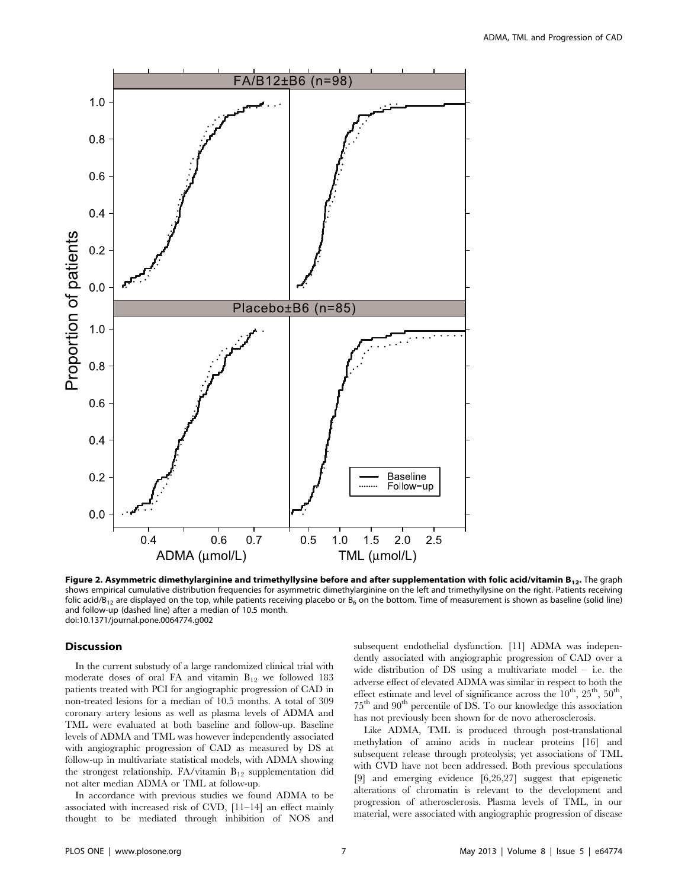**Figure 2. Asymmetric dimethylarginine and trimethyllysine before and after supplementation with folic acid/vitamin $B_{12}$.** The graph shows empirical cumulative distribution frequencies for asymmetric dimethylarginine on the left and trimethyllysine on the right. Patients receiving folic acid/$B_{12}$ are displayed on the top, while patients receiving placebo or $B_6$ on the bottom. Time of measurement is shown as baseline (solid line) and follow-up (dashed line) after a median of 10.5 month.
doi:10.1371/journal.pone.0064774.g002

## Discussion

In the current substudy of a large randomized clinical trial with moderate doses of oral FA and vitamin $B_{12}$ we followed 183 patients treated with PCI for angiographic progression of CAD in non-treated lesions for a median of 10.5 months. A total of 309 coronary artery lesions as well as plasma levels of ADMA and TML were evaluated at both baseline and follow-up. Baseline levels of ADMA and TML was however independently associated with angiographic progression of CAD as measured by DS at follow-up in multivariate statistical models, with ADMA showing the strongest relationship. FA/vitamin $B_{12}$ supplementation did not alter median ADMA or TML at follow-up.

In accordance with previous studies we found ADMA to be associated with increased risk of CVD, [11–14] an effect mainly thought to be mediated through inhibition of NOS and subsequent endothelial dysfunction. [11] ADMA was independently associated with angiographic progression of CAD over a wide distribution of DS using a multivariate model – i.e. the adverse effect of elevated ADMA was similar in respect to both the effect estimate and level of significance across the $10^{th}$, $25^{th}$, $50^{th}$, $75^{th}$ and $90^{th}$ percentile of DS. To our knowledge this association has not previously been shown for de novo atherosclerosis.

Like ADMA, TML is produced through post-translational methylation of amino acids in nuclear proteins [16] and subsequent release through proteolysis; yet associations of TML with CVD have not been addressed. Both previous speculations [9] and emerging evidence [6,26,27] suggest that epigenetic alterations of chromatin is relevant to the development and progression of atherosclerosis. Plasma levels of TML, in our material, were associated with angiographic progression of disease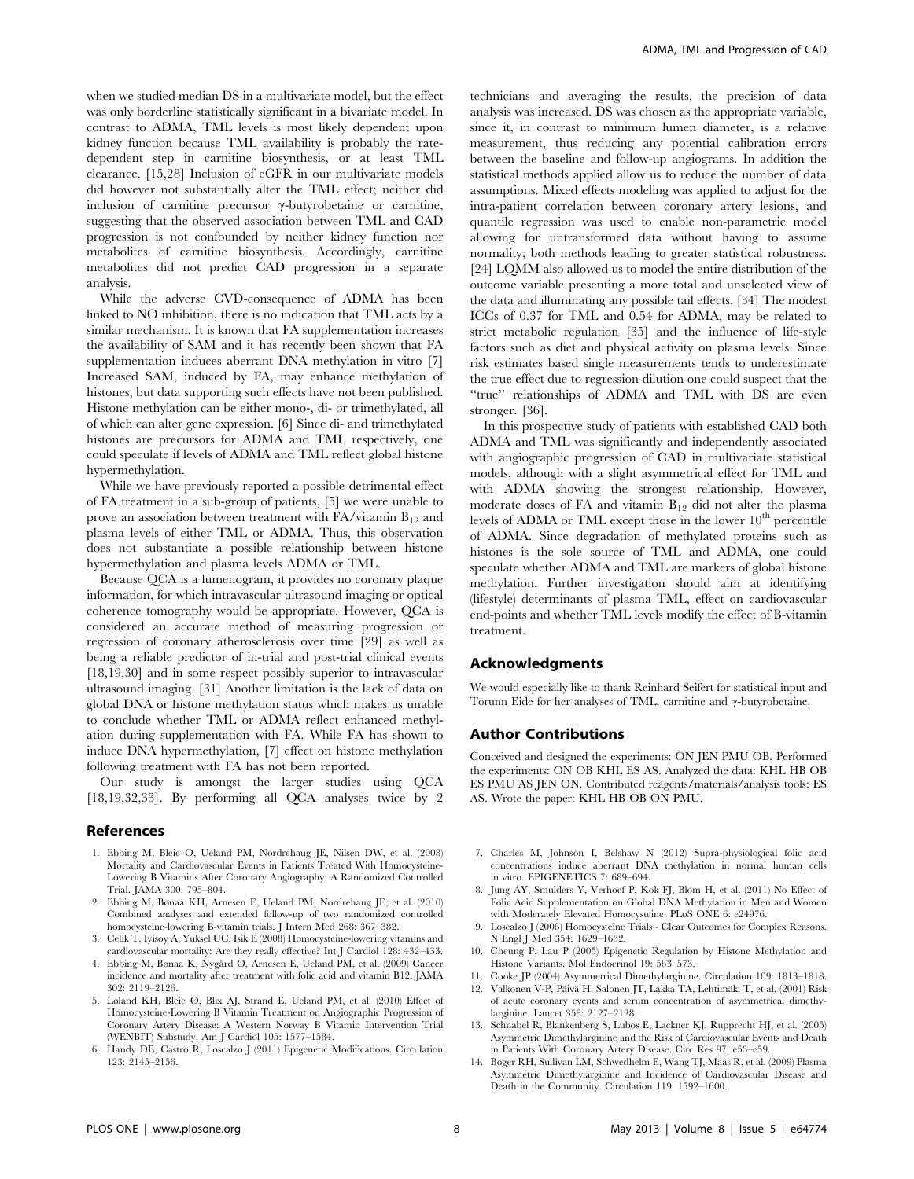when we studied median DS in a multivariate model, but the effect was only borderline statistically significant in a bivariate model. In contrast to ADMA, TML levels is most likely dependent upon kidney function because TML availability is probably the rate-dependent step in carnitine biosynthesis, or at least TML clearance. [15,28] Inclusion of eGFR in our multivariate models did however not substantially alter the TML effect; neither did inclusion of carnitine precursor γ-butyrobetaine or carnitine, suggesting that the observed association between TML and CAD progression is not confounded by neither kidney function nor metabolites of carnitine biosynthesis. Accordingly, carnitine metabolites did not predict CAD progression in a separate analysis.

While the adverse CVD-consequence of ADMA has been linked to NO inhibition, there is no indication that TML acts by a similar mechanism. It is known that FA supplementation increases the availability of SAM and it has recently been shown that FA supplementation induces aberrant DNA methylation in vitro [7] Increased SAM, induced by FA, may enhance methylation of histones, but data supporting such effects have not been published. Histone methylation can be either mono-, di- or trimethylated, all of which can alter gene expression. [6] Since di- and trimethylated histones are precursors for ADMA and TML respectively, one could speculate if levels of ADMA and TML reflect global histone hypermethylation.

While we have previously reported a possible detrimental effect of FA treatment in a sub-group of patients, [5] we were unable to prove an association between treatment with FA/vitamin $B_{12}$ and plasma levels of either TML or ADMA. Thus, this observation does not substantiate a possible relationship between histone hypermethylation and plasma levels ADMA or TML.

Because QCA is a lumenogram, it provides no coronary plaque information, for which intravascular ultrasound imaging or optical coherence tomography would be appropriate. However, QCA is considered an accurate method of measuring progression or regression of coronary atherosclerosis over time [29] as well as being a reliable predictor of in-trial and post-trial clinical events [18,19,30] and in some respect possibly superior to intravascular ultrasound imaging. [31] Another limitation is the lack of data on global DNA or histone methylation status which makes us unable to conclude whether TML or ADMA reflect enhanced methylation during supplementation with FA. While FA has shown to induce DNA hypermethylation, [7] effect on histone methylation following treatment with FA has not been reported.

Our study is amongst the larger studies using QCA [18,19,32,33]. By performing all QCA analyses twice by 2 technicians and averaging the results, the precision of data analysis was increased. DS was chosen as the appropriate variable, since it, in contrast to minimum lumen diameter, is a relative measurement, thus reducing any potential calibration errors between the baseline and follow-up angiograms. In addition the statistical methods applied allow us to reduce the number of data assumptions. Mixed effects modeling was applied to adjust for the intra-patient correlation between coronary artery lesions, and quantile regression was used to enable non-parametric model allowing for untransformed data without having to assume normality; both methods leading to greater statistical robustness. [24] LQMM also allowed us to model the entire distribution of the outcome variable presenting a more total and unselected view of the data and illuminating any possible tail effects. [34] The modest ICCs of 0.37 for TML and 0.54 for ADMA, may be related to strict metabolic regulation [35] and the influence of life-style factors such as diet and physical activity on plasma levels. Since risk estimates based single measurements tends to underestimate the true effect due to regression dilution one could suspect that the "true" relationships of ADMA and TML with DS are even stronger. [36].

In this prospective study of patients with established CAD both ADMA and TML was significantly and independently associated with angiographic progression of CAD in multivariate statistical models, although with a slight asymmetrical effect for TML and with ADMA showing the strongest relationship. However, moderate doses of FA and vitamin $B_{12}$ did not alter the plasma levels of ADMA or TML except those in the lower $10^{th}$ percentile of ADMA. Since degradation of methylated proteins such as histones is the sole source of TML and ADMA, one could speculate whether ADMA and TML are markers of global histone methylation. Further investigation should aim at identifying (lifestyle) determinants of plasma TML, effect on cardiovascular end-points and whether TML levels modify the effect of B-vitamin treatment.

## Acknowledgments

We would especially like to thank Reinhard Seifert for statistical input and Torunn Eide for her analyses of TML, carnitine and γ-butyrobetaine.

## Author Contributions

Conceived and designed the experiments: ON JEN PMU OB. Performed the experiments: ON OB KHL ES AS. Analyzed the data: KHL HB OB ES PMU AS JEN ON. Contributed reagents/materials/analysis tools: ES AS. Wrote the paper: KHL HB OB ON PMU.

## References

1. Ebbing M, Bleie O, Ueland PM, Nordrehaug JE, Nilsen DW, et al. (2008) Mortality and Cardiovascular Events in Patients Treated With Homocysteine-Lowering B Vitamins After Coronary Angiography: A Randomized Controlled Trial. JAMA 300: 795–804.
2. Ebbing M, Bønaa KH, Arnesen E, Ueland PM, Nordrehaug JE, et al. (2010) Combined analyses and extended follow-up of two randomized controlled homocysteine-lowering B-vitamin trials. J Intern Med 268: 367–382.
3. Celik T, Iyisoy A, Yuksel UC, Isik E (2008) Homocysteine-lowering vitamins and cardiovascular mortality: Are they really effective? Int J Cardiol 128: 432–433.
4. Ebbing M, Bønaa K, Nygård O, Arnesen E, Ueland PM, et al. (2009) Cancer incidence and mortality after treatment with folic acid and vitamin B12. JAMA 302: 2119–2126.
5. Løland KH, Bleie Ø, Blix AJ, Strand E, Ueland PM, et al. (2010) Effect of Homocysteine-Lowering B Vitamin Treatment on Angiographic Progression of Coronary Artery Disease: A Western Norway B Vitamin Intervention Trial (WENBIT) Substudy. Am J Cardiol 105: 1577–1584.
6. Handy DE, Castro R, Loscalzo J (2011) Epigenetic Modifications. Circulation 123: 2145–2156.
7. Charles M, Johnson I, Belshaw N (2012) Supra-physiological folic acid concentrations induce aberrant DNA methylation in normal human cells in vitro. EPIGENETICS 7: 689–694.
8. Jung AY, Smulders Y, Verhoef P, Kok FJ, Blom H, et al. (2011) No Effect of Folic Acid Supplementation on Global DNA Methylation in Men and Women with Moderately Elevated Homocysteine. PLoS ONE 6: e24976.
9. Loscalzo J (2006) Homocysteine Trials - Clear Outcomes for Complex Reasons. N Engl J Med 354: 1629–1632.
10. Cheung P, Lau P (2005) Epigenetic Regulation by Histone Methylation and Histone Variants. Mol Endocrinol 19: 563–573.
11. Cooke JP (2004) Asymmetrical Dimethylarginine. Circulation 109: 1813–1818.
12. Valkonen V-P, Päivä H, Salonen JT, Lakka TA, Lehtimäki T, et al. (2001) Risk of acute coronary events and serum concentration of asymmetrical dimethylarginine. Lancet 358: 2127–2128.
13. Schnabel R, Blankenberg S, Lubos E, Lackner KJ, Rupprecht HJ, et al. (2005) Asymmetric Dimethylarginine and the Risk of Cardiovascular Events and Death in Patients With Coronary Artery Disease. Circ Res 97: e53–e59.
14. Böger RH, Sullivan LM, Schwedhelm E, Wang TJ, Maas R, et al. (2009) Plasma Asymmetric Dimethylarginine and Incidence of Cardiovascular Disease and Death in the Community. Circulation 119: 1592–1600.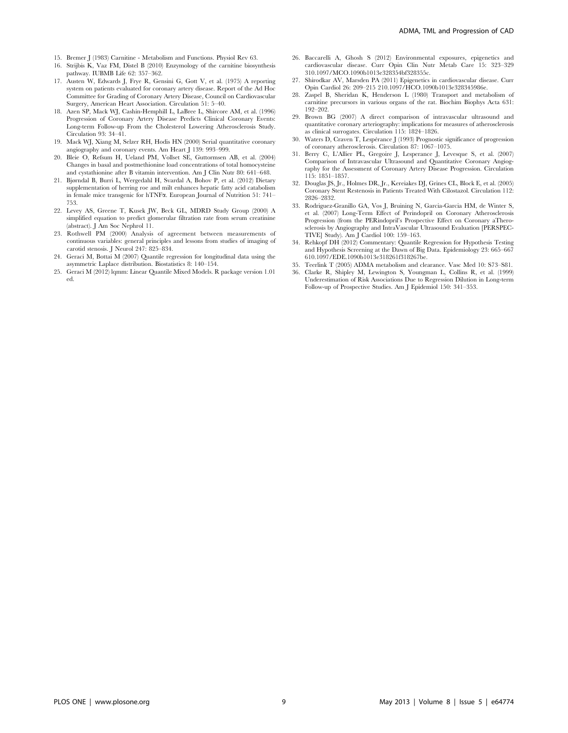15. Bremer J (1983) Carnitine - Metabolism and Functions. Physiol Rev 63.
16. Strijbis K, Vaz FM, Distel B (2010) Enzymology of the carnitine biosynthesis pathway. IUBMB Life 62: 357–362.
17. Austen W, Edwards J, Frye R, Gensini G, Gott V, et al. (1975) A reporting system on patients evaluated for coronary artery disease. Report of the Ad Hoc Committee for Grading of Coronary Artery Disease, Council on Cardiovascular Surgery, American Heart Association. Circulation 51: 5–40.
18. Azen SP, Mack WJ, Cashin-Hemphill L, LaBree L, Shircore AM, et al. (1996) Progression of Coronary Artery Disease Predicts Clinical Coronary Events: Long-term Follow-up From the Cholesterol Lowering Atherosclerosis Study. Circulation 93: 34–41.
19. Mack WJ, Xiang M, Selzer RH, Hodis HN (2000) Serial quantitative coronary angiography and coronary events. Am Heart J 139: 993–999.
20. Bleie O, Refsum H, Ueland PM, Vollset SE, Guttormsen AB, et al. (2004) Changes in basal and postmethionine load concentrations of total homocysteine and cystathionine after B vitamin intervention. Am J Clin Nutr 80: 641–648.
21. Bjørndal B, Burri L, Wergedahl H, Svardal A, Bohov P, et al. (2012) Dietary supplementation of herring roe and milt enhances hepatic fatty acid catabolism in female mice transgenic for hTNFα. European Journal of Nutrition 51: 741–753.
22. Levey AS, Greene T, Kusek JW, Beck GL, MDRD Study Group (2000) A simplified equation to predict glomerular filtration rate from serum creatinine (abstract). J Am Soc Nephrol 11.
23. Rothwell PM (2000) Analysis of agreement between measurements of continuous variables: general principles and lessons from studies of imaging of carotid stenosis. J Neurol 247: 825–834.
24. Geraci M, Bottai M (2007) Quantile regression for longitudinal data using the asymmetric Laplace distribution. Biostatistics 8: 140–154.
25. Geraci M (2012) lqmm: Linear Quantile Mixed Models. R package version 1.01 ed.
26. Baccarelli A, Ghosh S (2012) Environmental exposures, epigenetics and cardiovascular disease. Curr Opin Clin Nutr Metab Care 15: 323–329 310.1097/MCO.1090b1013e328354bf328355c.
27. Shirodkar AV, Marsden PA (2011) Epigenetics in cardiovascular disease. Curr Opin Cardiol 26: 209–215 210.1097/HCO.1090b1013e328345986e.
28. Zaspel B, Sheridan K, Henderson L (1980) Transport and metabolism of carnitine precursors in various organs of the rat. Biochim Biophys Acta 631: 192–202.
29. Brown BG (2007) A direct comparison of intravascular ultrasound and quantitative coronary arteriography: implications for measures of atherosclerosis as clinical surrogates. Circulation 115: 1824–1826.
30. Waters D, Craven T, Lespérance J (1993) Prognostic significance of progression of coronary atherosclerosis. Circulation 87: 1067–1075.
31. Berry C, L'Allier PL, Gregoire J, Lesperance J, Levesque S, et al. (2007) Comparison of Intravascular Ultrasound and Quantitative Coronary Angiography for the Assessment of Coronary Artery Disease Progression. Circulation 115: 1851–1857.
32. Douglas JS, Jr., Holmes DR, Jr., Kereiakes DJ, Grines CL, Block E, et al. (2005) Coronary Stent Restenosis in Patients Treated With Cilostazol. Circulation 112: 2826–2832.
33. Rodriguez-Granillo GA, Vos J, Bruining N, Garcia-Garcia HM, de Winter S, et al. (2007) Long-Term Effect of Perindopril on Coronary Atherosclerosis Progression (from the PERindopril's Prospective Effect on Coronary aTherosclerosis by Angiography and IntraVascular Ultrasound Evaluation [PERSPECTIVE] Study). Am J Cardiol 100: 159–163.
34. Rehkopf DH (2012) Commentary: Quantile Regression for Hypothesis Testing and Hypothesis Screening at the Dawn of Big Data. Epidemiology 23: 665–667 610.1097/EDE.1090b1013e318261f318267be.
35. Teerlink T (2005) ADMA metabolism and clearance. Vasc Med 10: S73–S81.
36. Clarke R, Shipley M, Lewington S, Youngman L, Collins R, et al. (1999) Underestimation of Risk Associations Due to Regression Dilution in Long-term Follow-up of Prospective Studies. Am J Epidemiol 150: 341–353.